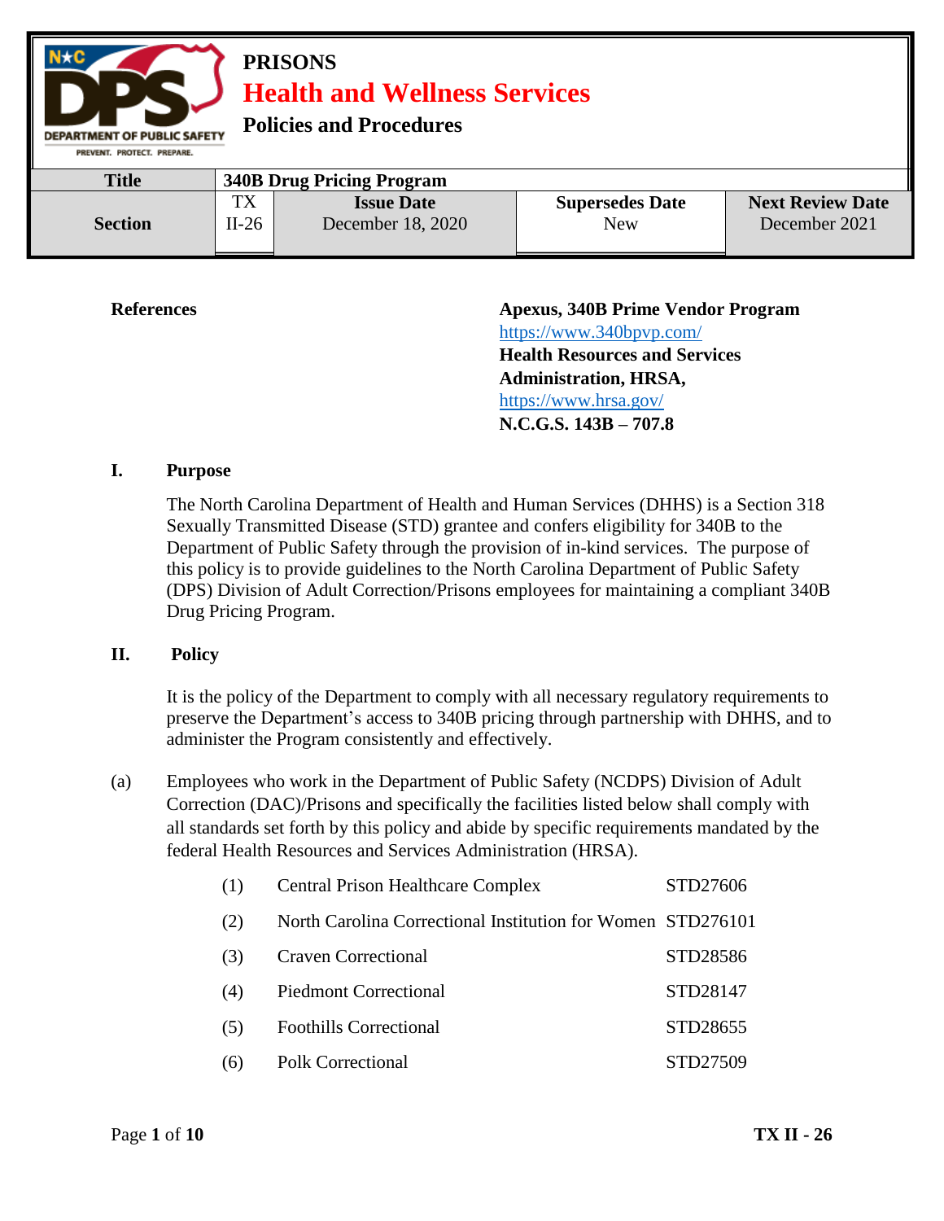# PRISONS
## Health and Wellness Services
### Policies and Procedures

| Title | 340B Drug Pricing Program | | | |
|---|---|---|---|---|
| Section | TX II-26 | Issue Date<br>December 18, 2020 | Supersedes Date<br>New | Next Review Date<br>December 2021 |

**References**

**Apexus, 340B Prime Vendor Program**
https://www.340bpvp.com/
**Health Resources and Services Administration, HRSA,**
https://www.hrsa.gov/
**N.C.G.S. 143B – 707.8**

## I. Purpose

The North Carolina Department of Health and Human Services (DHHS) is a Section 318 Sexually Transmitted Disease (STD) grantee and confers eligibility for 340B to the Department of Public Safety through the provision of in-kind services. The purpose of this policy is to provide guidelines to the North Carolina Department of Public Safety (DPS) Division of Adult Correction/Prisons employees for maintaining a compliant 340B Drug Pricing Program.

## II. Policy

It is the policy of the Department to comply with all necessary regulatory requirements to preserve the Department's access to 340B pricing through partnership with DHHS, and to administer the Program consistently and effectively.

(a) Employees who work in the Department of Public Safety (NCDPS) Division of Adult Correction (DAC)/Prisons and specifically the facilities listed below shall comply with all standards set forth by this policy and abide by specific requirements mandated by the federal Health Resources and Services Administration (HRSA).

| | | |
|---|---|---|
| (1) | Central Prison Healthcare Complex | STD27606 |
| (2) | North Carolina Correctional Institution for Women | STD276101 |
| (3) | Craven Correctional | STD28586 |
| (4) | Piedmont Correctional | STD28147 |
| (5) | Foothills Correctional | STD28655 |
| (6) | Polk Correctional | STD27509 |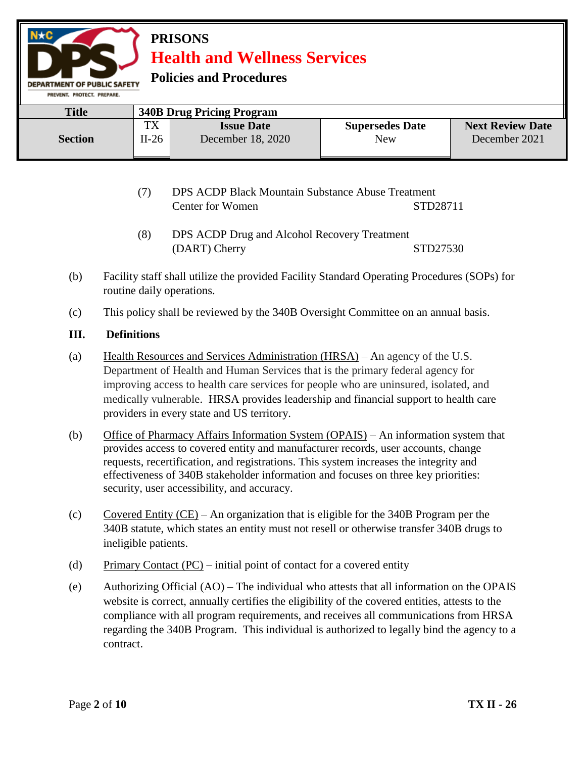(7) DPS ACDP Black Mountain Substance Abuse Treatment Center for Women STD28711

(8) DPS ACDP Drug and Alcohol Recovery Treatment (DART) Cherry STD27530

(b) Facility staff shall utilize the provided Facility Standard Operating Procedures (SOPs) for routine daily operations.

(c) This policy shall be reviewed by the 340B Oversight Committee on an annual basis.

## III. Definitions

(a) Health Resources and Services Administration (HRSA) – An agency of the U.S. Department of Health and Human Services that is the primary federal agency for improving access to health care services for people who are uninsured, isolated, and medically vulnerable. HRSA provides leadership and financial support to health care providers in every state and US territory.

(b) Office of Pharmacy Affairs Information System (OPAIS) – An information system that provides access to covered entity and manufacturer records, user accounts, change requests, recertification, and registrations. This system increases the integrity and effectiveness of 340B stakeholder information and focuses on three key priorities: security, user accessibility, and accuracy.

(c) Covered Entity (CE) – An organization that is eligible for the 340B Program per the 340B statute, which states an entity must not resell or otherwise transfer 340B drugs to ineligible patients.

(d) Primary Contact (PC) – initial point of contact for a covered entity

(e) Authorizing Official (AO) – The individual who attests that all information on the OPAIS website is correct, annually certifies the eligibility of the covered entities, attests to the compliance with all program requirements, and receives all communications from HRSA regarding the 340B Program. This individual is authorized to legally bind the agency to a contract.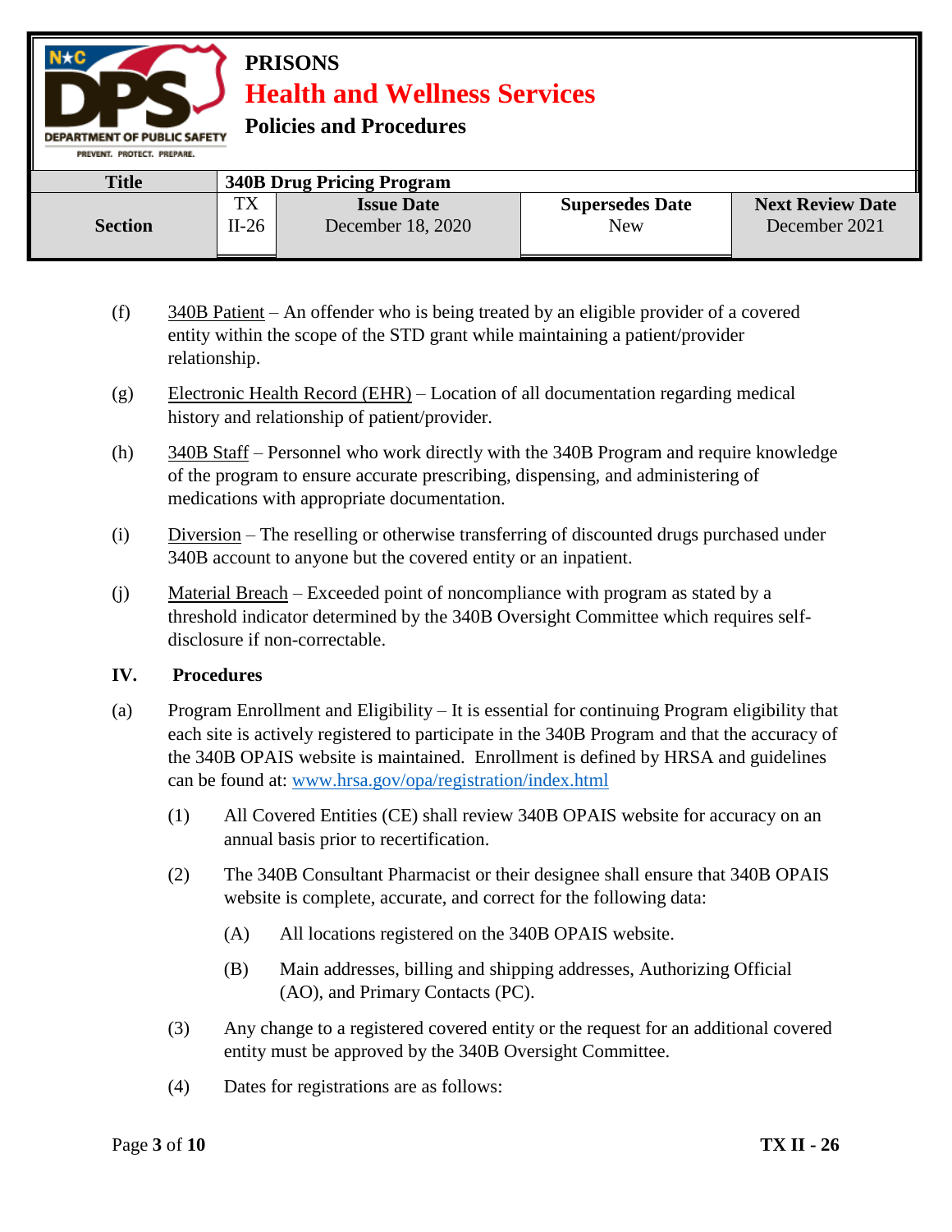(f) 340B Patient – An offender who is being treated by an eligible provider of a covered entity within the scope of the STD grant while maintaining a patient/provider relationship.

(g) Electronic Health Record (EHR) – Location of all documentation regarding medical history and relationship of patient/provider.

(h) 340B Staff – Personnel who work directly with the 340B Program and require knowledge of the program to ensure accurate prescribing, dispensing, and administering of medications with appropriate documentation.

(i) Diversion – The reselling or otherwise transferring of discounted drugs purchased under 340B account to anyone but the covered entity or an inpatient.

(j) Material Breach – Exceeded point of noncompliance with program as stated by a threshold indicator determined by the 340B Oversight Committee which requires self-disclosure if non-correctable.

## IV. Procedures

(a) Program Enrollment and Eligibility – It is essential for continuing Program eligibility that each site is actively registered to participate in the 340B Program and that the accuracy of the 340B OPAIS website is maintained. Enrollment is defined by HRSA and guidelines can be found at: [www.hrsa.gov/opa/registration/index.html](www.hrsa.gov/opa/registration/index.html)

(1) All Covered Entities (CE) shall review 340B OPAIS website for accuracy on an annual basis prior to recertification.

(2) The 340B Consultant Pharmacist or their designee shall ensure that 340B OPAIS website is complete, accurate, and correct for the following data:

(A) All locations registered on the 340B OPAIS website.

(B) Main addresses, billing and shipping addresses, Authorizing Official (AO), and Primary Contacts (PC).

(3) Any change to a registered covered entity or the request for an additional covered entity must be approved by the 340B Oversight Committee.

(4) Dates for registrations are as follows: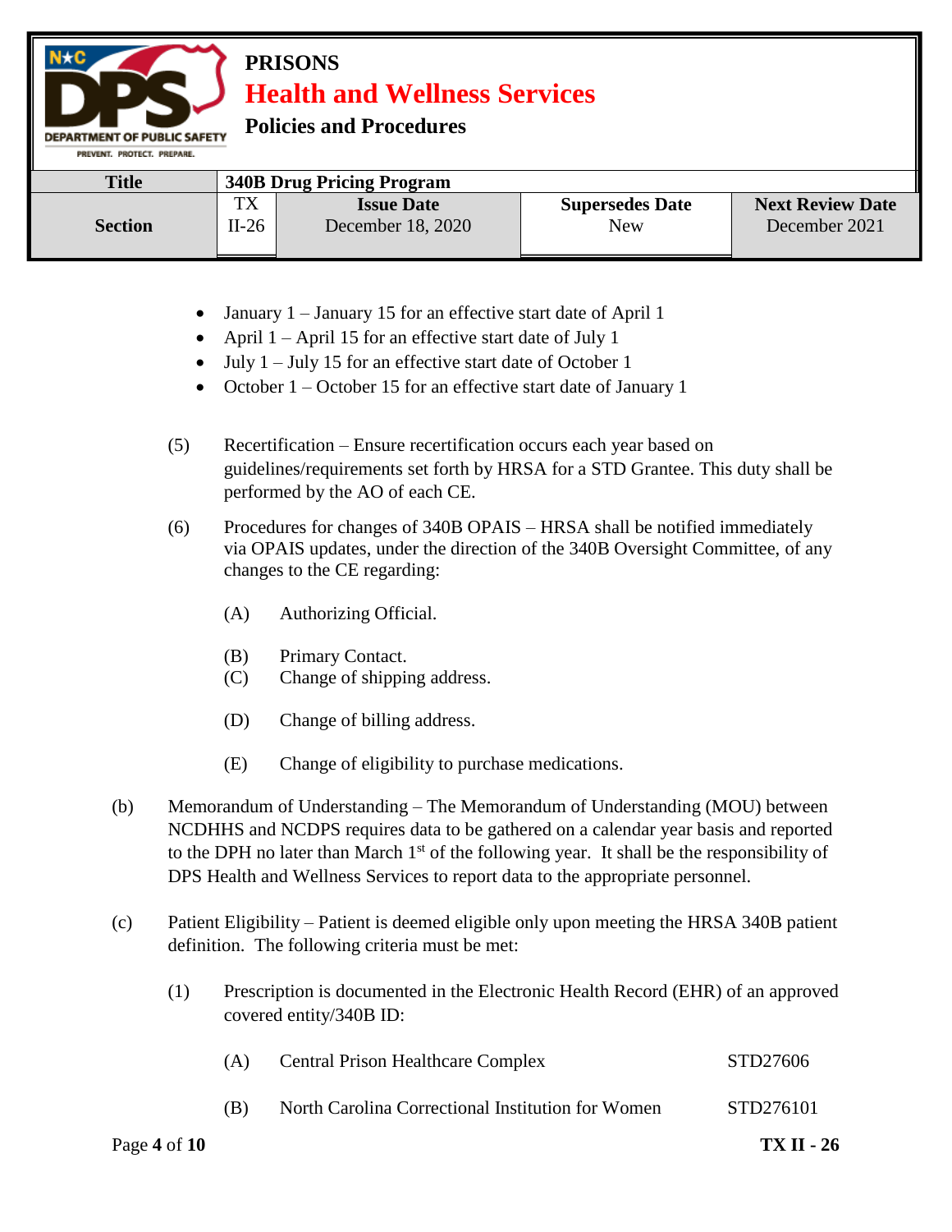- January 1 – January 15 for an effective start date of April 1
- April 1 – April 15 for an effective start date of July 1
- July 1 – July 15 for an effective start date of October 1
- October 1 – October 15 for an effective start date of January 1

(5) Recertification – Ensure recertification occurs each year based on guidelines/requirements set forth by HRSA for a STD Grantee. This duty shall be performed by the AO of each CE.

(6) Procedures for changes of 340B OPAIS – HRSA shall be notified immediately via OPAIS updates, under the direction of the 340B Oversight Committee, of any changes to the CE regarding:

(A) Authorizing Official.

(B) Primary Contact.

(C) Change of shipping address.

(D) Change of billing address.

(E) Change of eligibility to purchase medications.

(b) Memorandum of Understanding – The Memorandum of Understanding (MOU) between NCDHHS and NCDPS requires data to be gathered on a calendar year basis and reported to the DPH no later than March 1st of the following year. It shall be the responsibility of DPS Health and Wellness Services to report data to the appropriate personnel.

(c) Patient Eligibility – Patient is deemed eligible only upon meeting the HRSA 340B patient definition. The following criteria must be met:

(1) Prescription is documented in the Electronic Health Record (EHR) of an approved covered entity/340B ID:

(A) Central Prison Healthcare Complex STD27606

(B) North Carolina Correctional Institution for Women STD276101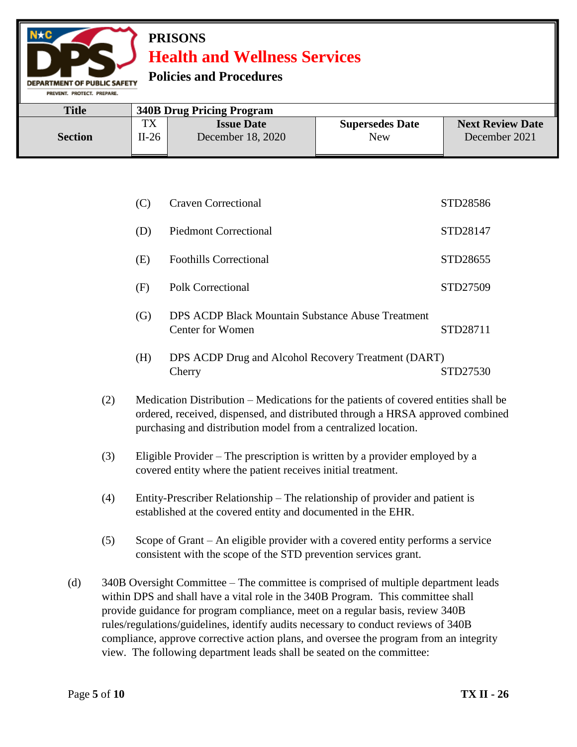(C) Craven Correctional STD28586

(D) Piedmont Correctional STD28147

(E) Foothills Correctional STD28655

(F) Polk Correctional STD27509

(G) DPS ACDP Black Mountain Substance Abuse Treatment Center for Women STD28711

(H) DPS ACDP Drug and Alcohol Recovery Treatment (DART) Cherry STD27530

(2) Medication Distribution – Medications for the patients of covered entities shall be ordered, received, dispensed, and distributed through a HRSA approved combined purchasing and distribution model from a centralized location.

(3) Eligible Provider – The prescription is written by a provider employed by a covered entity where the patient receives initial treatment.

(4) Entity-Prescriber Relationship – The relationship of provider and patient is established at the covered entity and documented in the EHR.

(5) Scope of Grant – An eligible provider with a covered entity performs a service consistent with the scope of the STD prevention services grant.

(d) 340B Oversight Committee – The committee is comprised of multiple department leads within DPS and shall have a vital role in the 340B Program. This committee shall provide guidance for program compliance, meet on a regular basis, review 340B rules/regulations/guidelines, identify audits necessary to conduct reviews of 340B compliance, approve corrective action plans, and oversee the program from an integrity view. The following department leads shall be seated on the committee: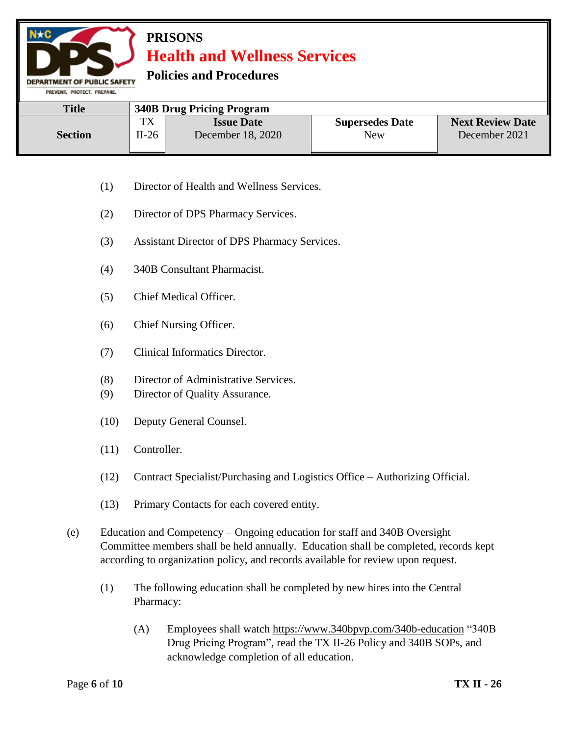(1) Director of Health and Wellness Services.

(2) Director of DPS Pharmacy Services.

(3) Assistant Director of DPS Pharmacy Services.

(4) 340B Consultant Pharmacist.

(5) Chief Medical Officer.

(6) Chief Nursing Officer.

(7) Clinical Informatics Director.

(8) Director of Administrative Services.

(9) Director of Quality Assurance.

(10) Deputy General Counsel.

(11) Controller.

(12) Contract Specialist/Purchasing and Logistics Office – Authorizing Official.

(13) Primary Contacts for each covered entity.

(e) Education and Competency – Ongoing education for staff and 340B Oversight Committee members shall be held annually. Education shall be completed, records kept according to organization policy, and records available for review upon request.

(1) The following education shall be completed by new hires into the Central Pharmacy:

(A) Employees shall watch https://www.340bpvp.com/340b-education "340B Drug Pricing Program", read the TX II-26 Policy and 340B SOPs, and acknowledge completion of all education.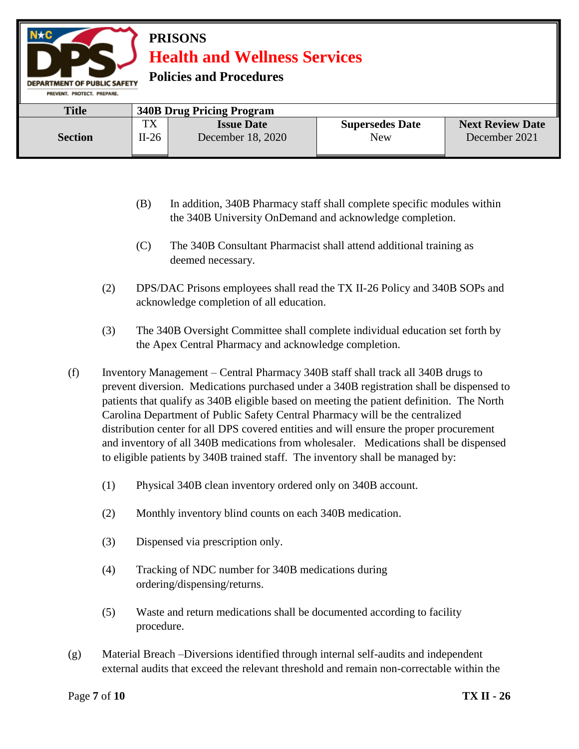(B) In addition, 340B Pharmacy staff shall complete specific modules within the 340B University OnDemand and acknowledge completion.

(C) The 340B Consultant Pharmacist shall attend additional training as deemed necessary.

(2) DPS/DAC Prisons employees shall read the TX II-26 Policy and 340B SOPs and acknowledge completion of all education.

(3) The 340B Oversight Committee shall complete individual education set forth by the Apex Central Pharmacy and acknowledge completion.

(f) Inventory Management – Central Pharmacy 340B staff shall track all 340B drugs to prevent diversion. Medications purchased under a 340B registration shall be dispensed to patients that qualify as 340B eligible based on meeting the patient definition. The North Carolina Department of Public Safety Central Pharmacy will be the centralized distribution center for all DPS covered entities and will ensure the proper procurement and inventory of all 340B medications from wholesaler. Medications shall be dispensed to eligible patients by 340B trained staff. The inventory shall be managed by:

(1) Physical 340B clean inventory ordered only on 340B account.

(2) Monthly inventory blind counts on each 340B medication.

(3) Dispensed via prescription only.

(4) Tracking of NDC number for 340B medications during ordering/dispensing/returns.

(5) Waste and return medications shall be documented according to facility procedure.

(g) Material Breach –Diversions identified through internal self-audits and independent external audits that exceed the relevant threshold and remain non-correctable within the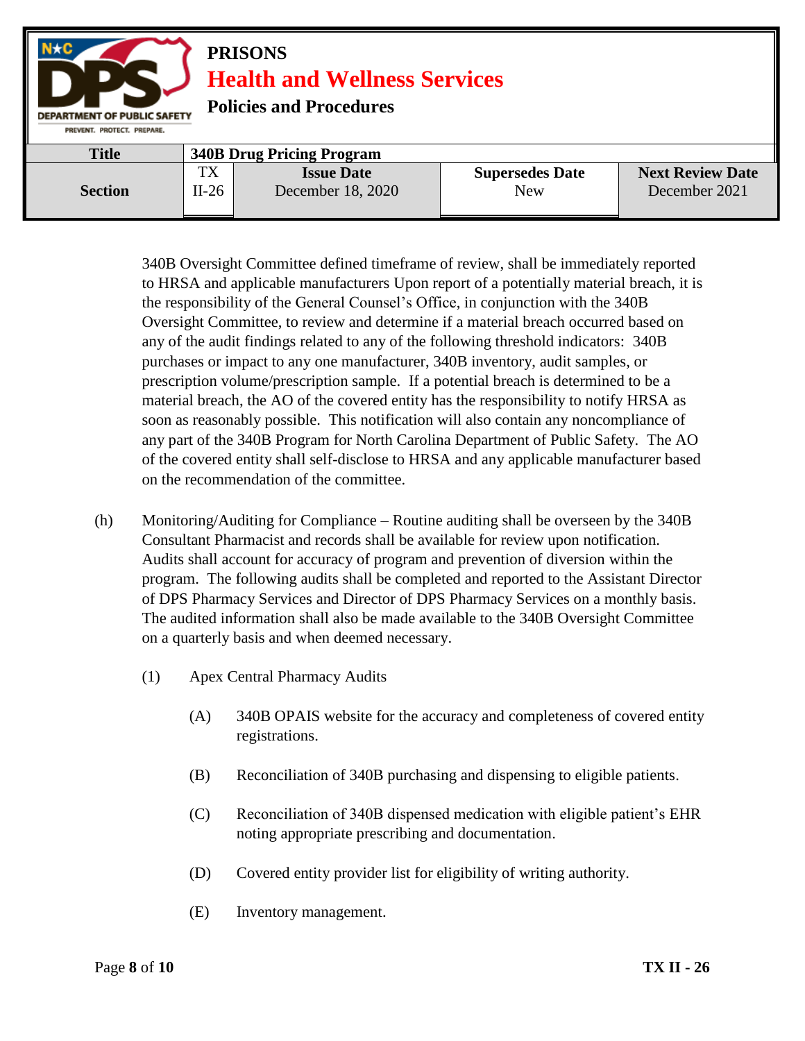340B Oversight Committee defined timeframe of review, shall be immediately reported to HRSA and applicable manufacturers Upon report of a potentially material breach, it is the responsibility of the General Counsel's Office, in conjunction with the 340B Oversight Committee, to review and determine if a material breach occurred based on any of the audit findings related to any of the following threshold indicators: 340B purchases or impact to any one manufacturer, 340B inventory, audit samples, or prescription volume/prescription sample. If a potential breach is determined to be a material breach, the AO of the covered entity has the responsibility to notify HRSA as soon as reasonably possible. This notification will also contain any noncompliance of any part of the 340B Program for North Carolina Department of Public Safety. The AO of the covered entity shall self-disclose to HRSA and any applicable manufacturer based on the recommendation of the committee.

(h) Monitoring/Auditing for Compliance – Routine auditing shall be overseen by the 340B Consultant Pharmacist and records shall be available for review upon notification. Audits shall account for accuracy of program and prevention of diversion within the program. The following audits shall be completed and reported to the Assistant Director of DPS Pharmacy Services and Director of DPS Pharmacy Services on a monthly basis. The audited information shall also be made available to the 340B Oversight Committee on a quarterly basis and when deemed necessary.

(1) Apex Central Pharmacy Audits

(A) 340B OPAIS website for the accuracy and completeness of covered entity registrations.

(B) Reconciliation of 340B purchasing and dispensing to eligible patients.

(C) Reconciliation of 340B dispensed medication with eligible patient's EHR noting appropriate prescribing and documentation.

(D) Covered entity provider list for eligibility of writing authority.

(E) Inventory management.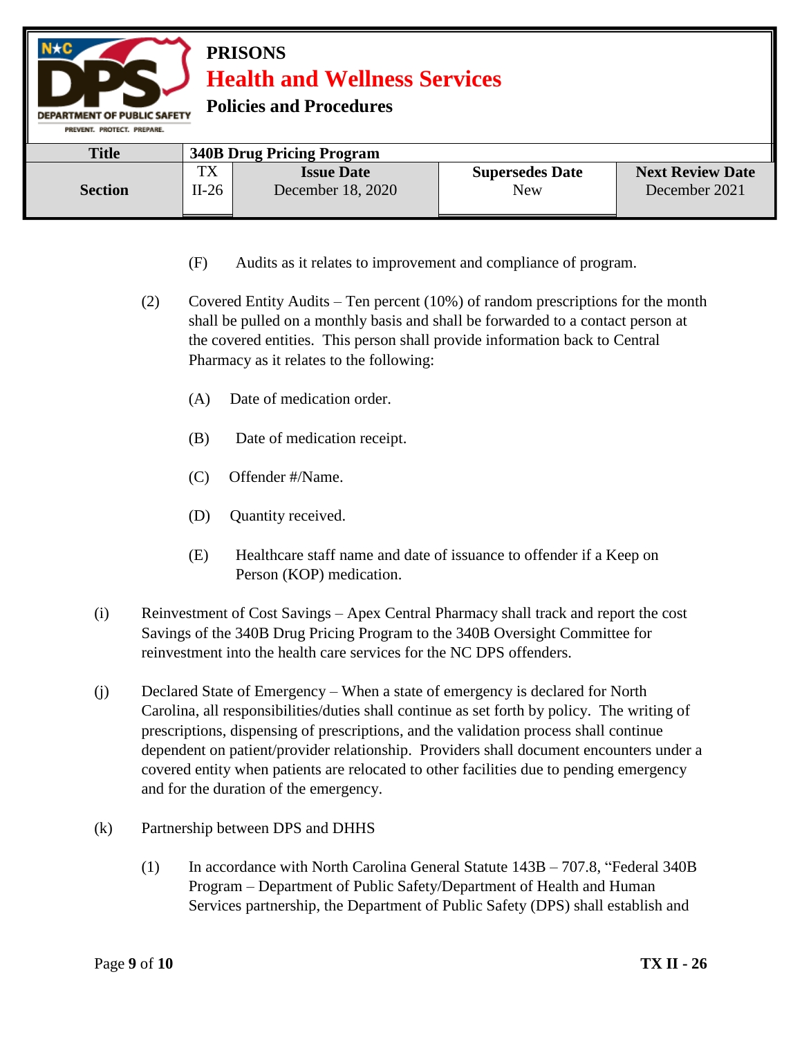(F) Audits as it relates to improvement and compliance of program.

(2) Covered Entity Audits – Ten percent (10%) of random prescriptions for the month shall be pulled on a monthly basis and shall be forwarded to a contact person at the covered entities. This person shall provide information back to Central Pharmacy as it relates to the following:

(A) Date of medication order.

(B) Date of medication receipt.

(C) Offender #/Name.

(D) Quantity received.

(E) Healthcare staff name and date of issuance to offender if a Keep on Person (KOP) medication.

(i) Reinvestment of Cost Savings – Apex Central Pharmacy shall track and report the cost Savings of the 340B Drug Pricing Program to the 340B Oversight Committee for reinvestment into the health care services for the NC DPS offenders.

(j) Declared State of Emergency – When a state of emergency is declared for North Carolina, all responsibilities/duties shall continue as set forth by policy. The writing of prescriptions, dispensing of prescriptions, and the validation process shall continue dependent on patient/provider relationship. Providers shall document encounters under a covered entity when patients are relocated to other facilities due to pending emergency and for the duration of the emergency.

(k) Partnership between DPS and DHHS

(1) In accordance with North Carolina General Statute 143B – 707.8, "Federal 340B Program – Department of Public Safety/Department of Health and Human Services partnership, the Department of Public Safety (DPS) shall establish and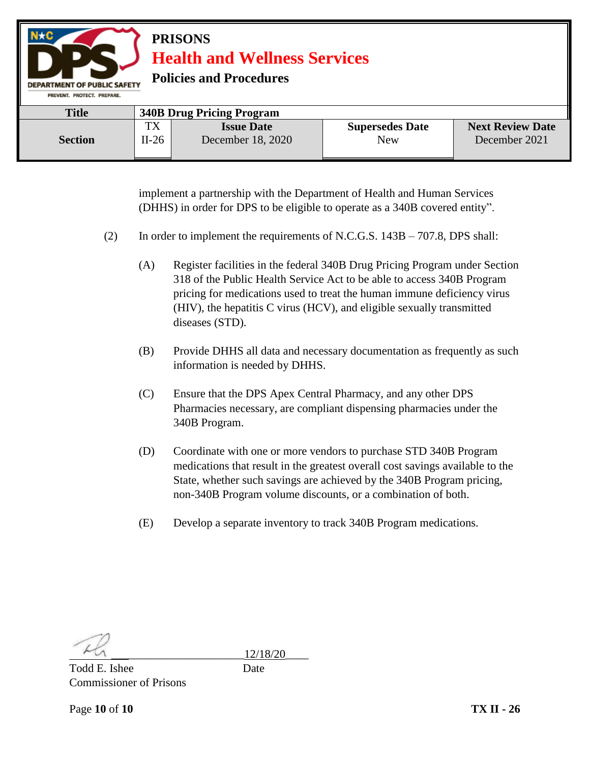implement a partnership with the Department of Health and Human Services (DHHS) in order for DPS to be eligible to operate as a 340B covered entity".

(2) In order to implement the requirements of N.C.G.S. 143B – 707.8, DPS shall:

(A) Register facilities in the federal 340B Drug Pricing Program under Section 318 of the Public Health Service Act to be able to access 340B Program pricing for medications used to treat the human immune deficiency virus (HIV), the hepatitis C virus (HCV), and eligible sexually transmitted diseases (STD).

(B) Provide DHHS all data and necessary documentation as frequently as such information is needed by DHHS.

(C) Ensure that the DPS Apex Central Pharmacy, and any other DPS Pharmacies necessary, are compliant dispensing pharmacies under the 340B Program.

(D) Coordinate with one or more vendors to purchase STD 340B Program medications that result in the greatest overall cost savings available to the State, whether such savings are achieved by the 340B Program pricing, non-340B Program volume discounts, or a combination of both.

(E) Develop a separate inventory to track 340B Program medications.

_________________________ 12/18/20
Todd E. Ishee Date
Commissioner of Prisons